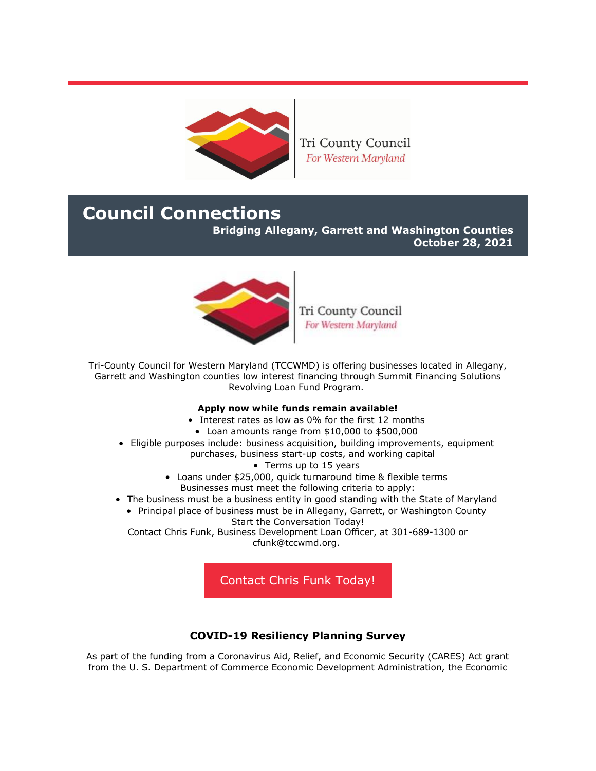Tri County Council
*For Western Maryland*

# Council Connections

**Bridging Allegany, Garrett and Washington Counties**
**October 28, 2021**

Tri County Council
*For Western Maryland*

Tri-County Council for Western Maryland (TCCWMD) is offering businesses located in Allegany, Garrett and Washington counties low interest financing through Summit Financing Solutions Revolving Loan Fund Program.

**Apply now while funds remain available!**

- Interest rates as low as 0% for the first 12 months
- Loan amounts range from $10,000 to $500,000
- Eligible purposes include: business acquisition, building improvements, equipment purchases, business start-up costs, and working capital
- Terms up to 15 years
- Loans under $25,000, quick turnaround time & flexible terms

Businesses must meet the following criteria to apply:

- The business must be a business entity in good standing with the State of Maryland
- Principal place of business must be in Allegany, Garrett, or Washington County

Start the Conversation Today!
Contact Chris Funk, Business Development Loan Officer, at 301-689-1300 or cfunk@tccwmd.org.

Contact Chris Funk Today!

### COVID-19 Resiliency Planning Survey

As part of the funding from a Coronavirus Aid, Relief, and Economic Security (CARES) Act grant from the U. S. Department of Commerce Economic Development Administration, the Economic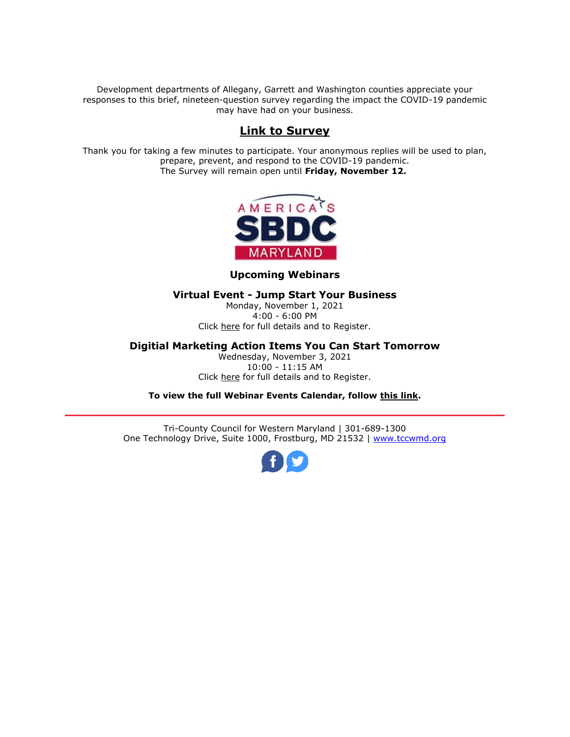Development departments of Allegany, Garrett and Washington counties appreciate your responses to this brief, nineteen-question survey regarding the impact the COVID-19 pandemic may have had on your business.

## Link to Survey

Thank you for taking a few minutes to participate. Your anonymous replies will be used to plan, prepare, prevent, and respond to the COVID-19 pandemic.
The Survey will remain open until **Friday, November 12.**

AMERICA'S SBDC MARYLAND

### Upcoming Webinars

**Virtual Event - Jump Start Your Business**
Monday, November 1, 2021
4:00 - 6:00 PM
Click here for full details and to Register.

**Digitial Marketing Action Items You Can Start Tomorrow**
Wednesday, November 3, 2021
10:00 - 11:15 AM
Click here for full details and to Register.

**To view the full Webinar Events Calendar, follow this link.**

---

Tri-County Council for Western Maryland | 301-689-1300
One Technology Drive, Suite 1000, Frostburg, MD 21532 | www.tccwmd.org